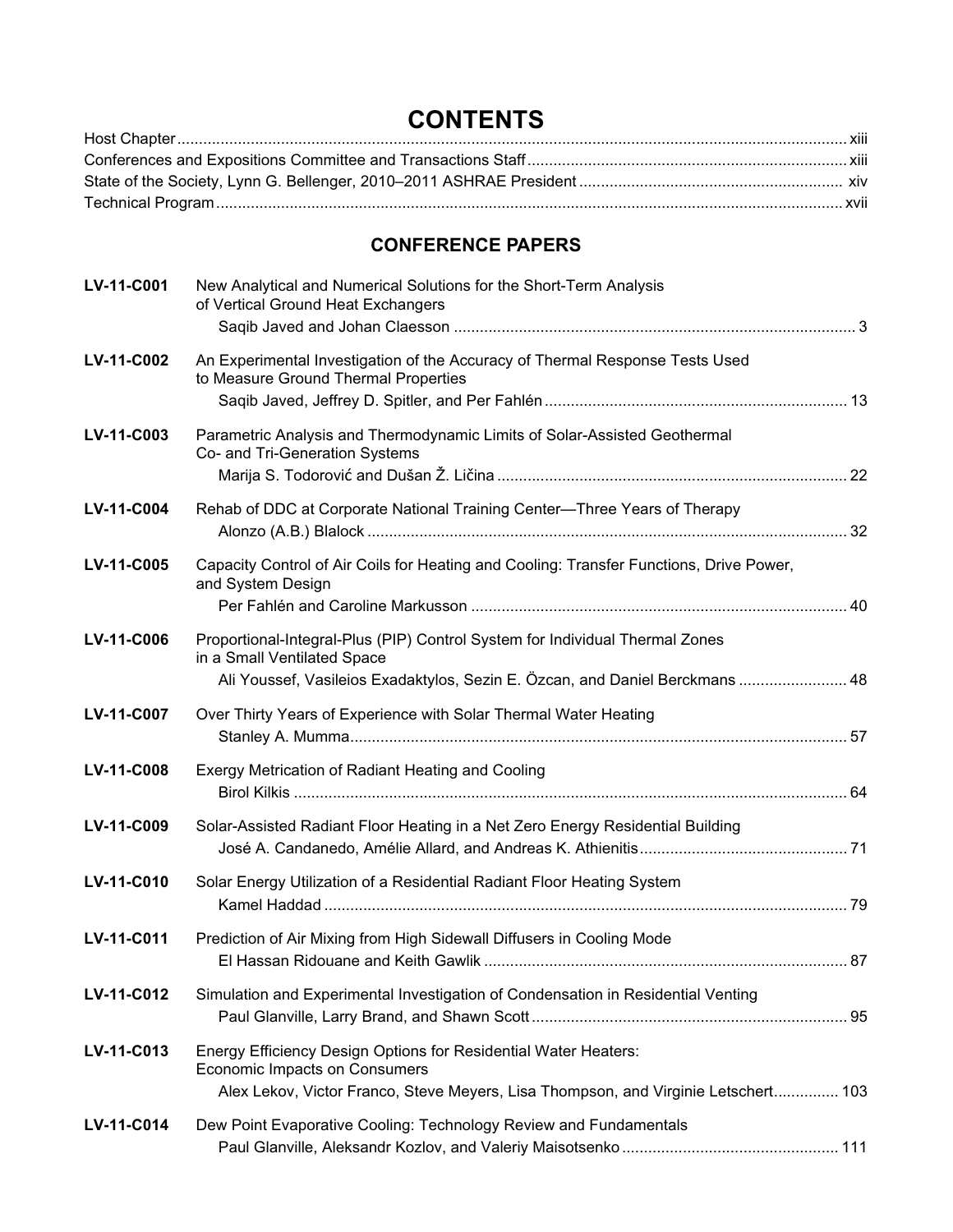# CONTENTS

Host Chapter ... xiii
Conferences and Expositions Committee and Transactions Staff ... xiii
State of the Society, Lynn G. Bellenger, 2010–2011 ASHRAE President ... xiv
Technical Program ... xvii

## CONFERENCE PAPERS

**LV-11-C001** New Analytical and Numerical Solutions for the Short-Term Analysis of Vertical Ground Heat Exchangers
Saqib Javed and Johan Claesson ... 3

**LV-11-C002** An Experimental Investigation of the Accuracy of Thermal Response Tests Used to Measure Ground Thermal Properties
Saqib Javed, Jeffrey D. Spitler, and Per Fahlén ... 13

**LV-11-C003** Parametric Analysis and Thermodynamic Limits of Solar-Assisted Geothermal Co- and Tri-Generation Systems
Marija S. Todorović and Dušan Ž. Ličina ... 22

**LV-11-C004** Rehab of DDC at Corporate National Training Center—Three Years of Therapy
Alonzo (A.B.) Blalock ... 32

**LV-11-C005** Capacity Control of Air Coils for Heating and Cooling: Transfer Functions, Drive Power, and System Design
Per Fahlén and Caroline Markusson ... 40

**LV-11-C006** Proportional-Integral-Plus (PIP) Control System for Individual Thermal Zones in a Small Ventilated Space
Ali Youssef, Vasileios Exadaktylos, Sezin E. Özcan, and Daniel Berckmans ... 48

**LV-11-C007** Over Thirty Years of Experience with Solar Thermal Water Heating
Stanley A. Mumma ... 57

**LV-11-C008** Exergy Metrication of Radiant Heating and Cooling
Birol Kilkis ... 64

**LV-11-C009** Solar-Assisted Radiant Floor Heating in a Net Zero Energy Residential Building
José A. Candanedo, Amélie Allard, and Andreas K. Athienitis ... 71

**LV-11-C010** Solar Energy Utilization of a Residential Radiant Floor Heating System
Kamel Haddad ... 79

**LV-11-C011** Prediction of Air Mixing from High Sidewall Diffusers in Cooling Mode
El Hassan Ridouane and Keith Gawlik ... 87

**LV-11-C012** Simulation and Experimental Investigation of Condensation in Residential Venting
Paul Glanville, Larry Brand, and Shawn Scott ... 95

**LV-11-C013** Energy Efficiency Design Options for Residential Water Heaters: Economic Impacts on Consumers
Alex Lekov, Victor Franco, Steve Meyers, Lisa Thompson, and Virginie Letschert ... 103

**LV-11-C014** Dew Point Evaporative Cooling: Technology Review and Fundamentals
Paul Glanville, Aleksandr Kozlov, and Valeriy Maisotsenko ... 111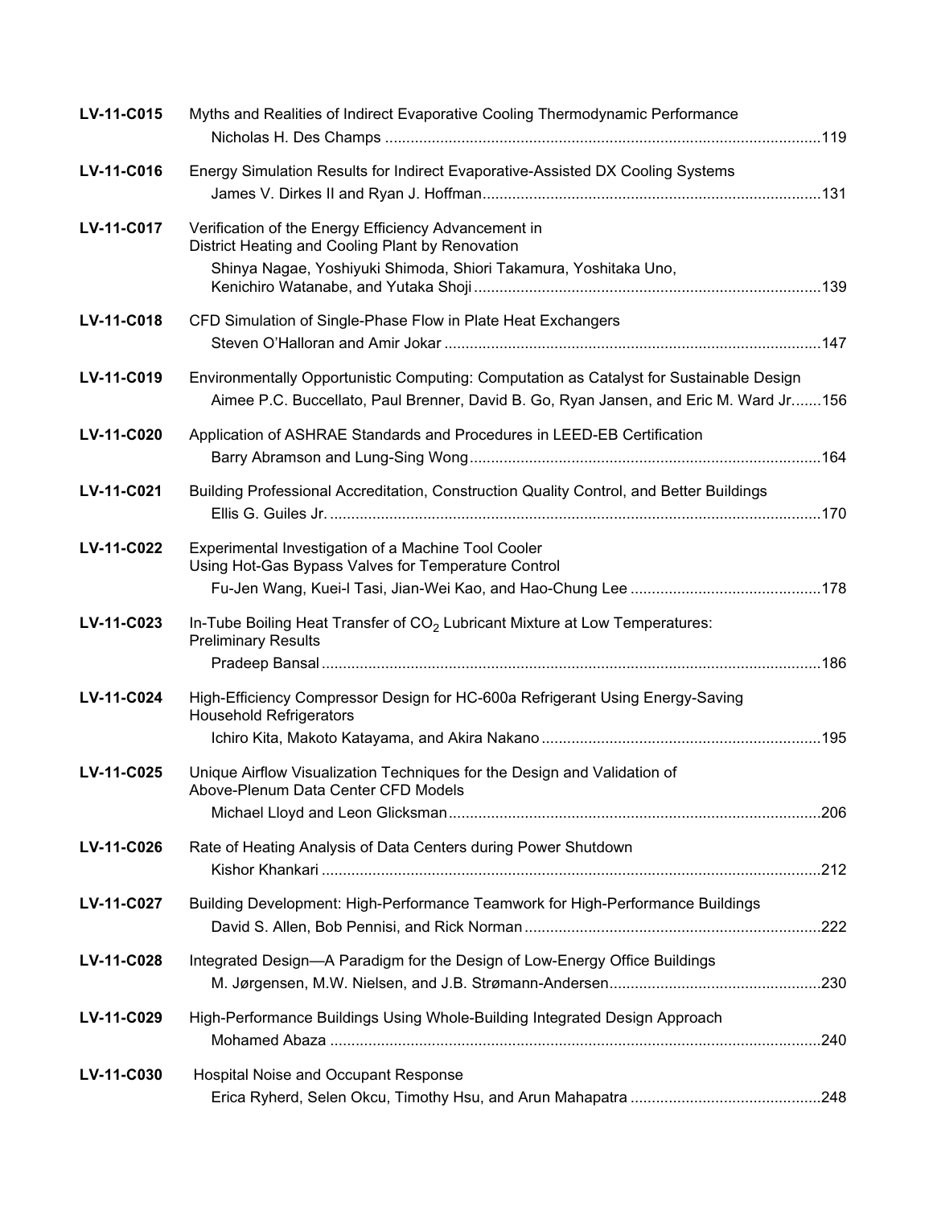**LV-11-C015** Myths and Realities of Indirect Evaporative Cooling Thermodynamic Performance
Nicholas H. Des Champs ....................................................................................................119

**LV-11-C016** Energy Simulation Results for Indirect Evaporative-Assisted DX Cooling Systems
James V. Dirkes II and Ryan J. Hoffman...............................................................................131

**LV-11-C017** Verification of the Energy Efficiency Advancement in District Heating and Cooling Plant by Renovation
Shinya Nagae, Yoshiyuki Shimoda, Shiori Takamura, Yoshitaka Uno, Kenichiro Watanabe, and Yutaka Shoji .................................................................................139

**LV-11-C018** CFD Simulation of Single-Phase Flow in Plate Heat Exchangers
Steven O'Halloran and Amir Jokar ........................................................................................147

**LV-11-C019** Environmentally Opportunistic Computing: Computation as Catalyst for Sustainable Design
Aimee P.C. Buccellato, Paul Brenner, David B. Go, Ryan Jansen, and Eric M. Ward Jr.......156

**LV-11-C020** Application of ASHRAE Standards and Procedures in LEED-EB Certification
Barry Abramson and Lung-Sing Wong..................................................................................164

**LV-11-C021** Building Professional Accreditation, Construction Quality Control, and Better Buildings
Ellis G. Guiles Jr. ....................................................................................................................170

**LV-11-C022** Experimental Investigation of a Machine Tool Cooler Using Hot-Gas Bypass Valves for Temperature Control
Fu-Jen Wang, Kuei-I Tasi, Jian-Wei Kao, and Hao-Chung Lee .............................................178

**LV-11-C023** In-Tube Boiling Heat Transfer of $CO_2$ Lubricant Mixture at Low Temperatures: Preliminary Results
Pradeep Bansal .....................................................................................................................186

**LV-11-C024** High-Efficiency Compressor Design for HC-600a Refrigerant Using Energy-Saving Household Refrigerators
Ichiro Kita, Makoto Katayama, and Akira Nakano ..................................................................195

**LV-11-C025** Unique Airflow Visualization Techniques for the Design and Validation of Above-Plenum Data Center CFD Models
Michael Lloyd and Leon Glicksman.......................................................................................206

**LV-11-C026** Rate of Heating Analysis of Data Centers during Power Shutdown
Kishor Khankari .....................................................................................................................212

**LV-11-C027** Building Development: High-Performance Teamwork for High-Performance Buildings
David S. Allen, Bob Pennisi, and Rick Norman ......................................................................222

**LV-11-C028** Integrated Design—A Paradigm for the Design of Low-Energy Office Buildings
M. Jørgensen, M.W. Nielsen, and J.B. Strømann-Andersen..................................................230

**LV-11-C029** High-Performance Buildings Using Whole-Building Integrated Design Approach
Mohamed Abaza ....................................................................................................................240

**LV-11-C030** Hospital Noise and Occupant Response
Erica Ryherd, Selen Okcu, Timothy Hsu, and Arun Mahapatra .............................................248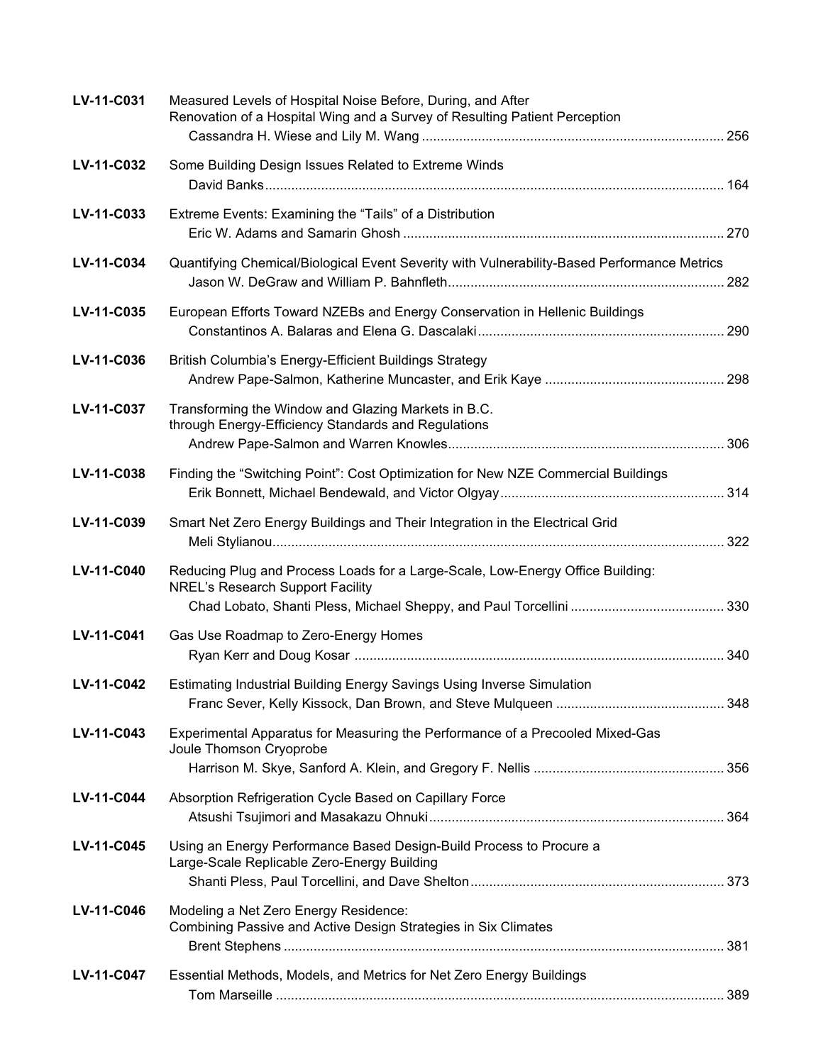**LV-11-C031** Measured Levels of Hospital Noise Before, During, and After Renovation of a Hospital Wing and a Survey of Resulting Patient Perception
Cassandra H. Wiese and Lily M. Wang ................................................................................ 256

**LV-11-C032** Some Building Design Issues Related to Extreme Winds
David Banks ......................................................................................................................... 164

**LV-11-C033** Extreme Events: Examining the "Tails" of a Distribution
Eric W. Adams and Samarin Ghosh ..................................................................................... 270

**LV-11-C034** Quantifying Chemical/Biological Event Severity with Vulnerability-Based Performance Metrics
Jason W. DeGraw and William P. Bahnfleth ......................................................................... 282

**LV-11-C035** European Efforts Toward NZEBs and Energy Conservation in Hellenic Buildings
Constantinos A. Balaras and Elena G. Dascalaki ................................................................. 290

**LV-11-C036** British Columbia's Energy-Efficient Buildings Strategy
Andrew Pape-Salmon, Katherine Muncaster, and Erik Kaye ............................................... 298

**LV-11-C037** Transforming the Window and Glazing Markets in B.C. through Energy-Efficiency Standards and Regulations
Andrew Pape-Salmon and Warren Knowles ......................................................................... 306

**LV-11-C038** Finding the "Switching Point": Cost Optimization for New NZE Commercial Buildings
Erik Bonnett, Michael Bendewald, and Victor Olgyay ........................................................... 314

**LV-11-C039** Smart Net Zero Energy Buildings and Their Integration in the Electrical Grid
Meli Stylianou ........................................................................................................................ 322

**LV-11-C040** Reducing Plug and Process Loads for a Large-Scale, Low-Energy Office Building: NREL's Research Support Facility
Chad Lobato, Shanti Pless, Michael Sheppy, and Paul Torcellini ......................................... 330

**LV-11-C041** Gas Use Roadmap to Zero-Energy Homes
Ryan Kerr and Doug Kosar .................................................................................................. 340

**LV-11-C042** Estimating Industrial Building Energy Savings Using Inverse Simulation
Franc Sever, Kelly Kissock, Dan Brown, and Steve Mulqueen ............................................ 348

**LV-11-C043** Experimental Apparatus for Measuring the Performance of a Precooled Mixed-Gas Joule Thomson Cryoprobe
Harrison M. Skye, Sanford A. Klein, and Gregory F. Nellis .................................................. 356

**LV-11-C044** Absorption Refrigeration Cycle Based on Capillary Force
Atsushi Tsujimori and Masakazu Ohnuki .............................................................................. 364

**LV-11-C045** Using an Energy Performance Based Design-Build Process to Procure a Large-Scale Replicable Zero-Energy Building
Shanti Pless, Paul Torcellini, and Dave Shelton ................................................................... 373

**LV-11-C046** Modeling a Net Zero Energy Residence: Combining Passive and Active Design Strategies in Six Climates
Brent Stephens ..................................................................................................................... 381

**LV-11-C047** Essential Methods, Models, and Metrics for Net Zero Energy Buildings
Tom Marseille ....................................................................................................................... 389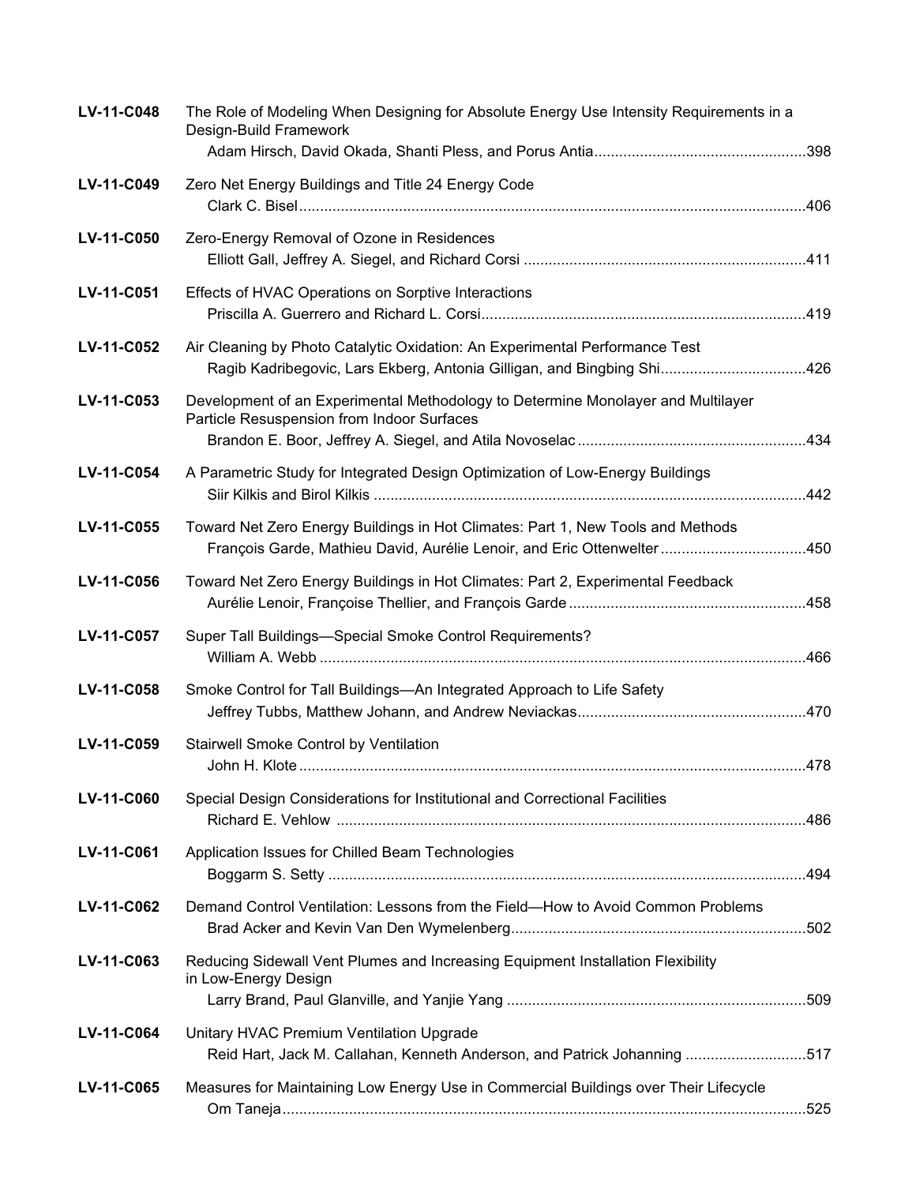**LV-11-C048** The Role of Modeling When Designing for Absolute Energy Use Intensity Requirements in a Design-Build Framework
Adam Hirsch, David Okada, Shanti Pless, and Porus Antia....................................................398

**LV-11-C049** Zero Net Energy Buildings and Title 24 Energy Code
Clark C. Bisel...........................................................................................................................406

**LV-11-C050** Zero-Energy Removal of Ozone in Residences
Elliott Gall, Jeffrey A. Siegel, and Richard Corsi ...................................................................411

**LV-11-C051** Effects of HVAC Operations on Sorptive Interactions
Priscilla A. Guerrero and Richard L. Corsi.............................................................................419

**LV-11-C052** Air Cleaning by Photo Catalytic Oxidation: An Experimental Performance Test
Ragib Kadribegovic, Lars Ekberg, Antonia Gilligan, and Bingbing Shi..................................426

**LV-11-C053** Development of an Experimental Methodology to Determine Monolayer and Multilayer Particle Resuspension from Indoor Surfaces
Brandon E. Boor, Jeffrey A. Siegel, and Atila Novoselac ......................................................434

**LV-11-C054** A Parametric Study for Integrated Design Optimization of Low-Energy Buildings
Siir Kilkis and Birol Kilkis .......................................................................................................442

**LV-11-C055** Toward Net Zero Energy Buildings in Hot Climates: Part 1, New Tools and Methods
François Garde, Mathieu David, Aurélie Lenoir, and Eric Ottenwelter ..................................450

**LV-11-C056** Toward Net Zero Energy Buildings in Hot Climates: Part 2, Experimental Feedback
Aurélie Lenoir, Françoise Thellier, and François Garde ........................................................458

**LV-11-C057** Super Tall Buildings—Special Smoke Control Requirements?
William A. Webb ....................................................................................................................466

**LV-11-C058** Smoke Control for Tall Buildings—An Integrated Approach to Life Safety
Jeffrey Tubbs, Matthew Johann, and Andrew Neviackas......................................................470

**LV-11-C059** Stairwell Smoke Control by Ventilation
John H. Klote .........................................................................................................................478

**LV-11-C060** Special Design Considerations for Institutional and Correctional Facilities
Richard E. Vehlow ................................................................................................................486

**LV-11-C061** Application Issues for Chilled Beam Technologies
Boggarm S. Setty ..................................................................................................................494

**LV-11-C062** Demand Control Ventilation: Lessons from the Field—How to Avoid Common Problems
Brad Acker and Kevin Van Den Wymelenberg......................................................................502

**LV-11-C063** Reducing Sidewall Vent Plumes and Increasing Equipment Installation Flexibility in Low-Energy Design
Larry Brand, Paul Glanville, and Yanjie Yang .......................................................................509

**LV-11-C064** Unitary HVAC Premium Ventilation Upgrade
Reid Hart, Jack M. Callahan, Kenneth Anderson, and Patrick Johanning .............................517

**LV-11-C065** Measures for Maintaining Low Energy Use in Commercial Buildings over Their Lifecycle
Om Taneja..............................................................................................................................525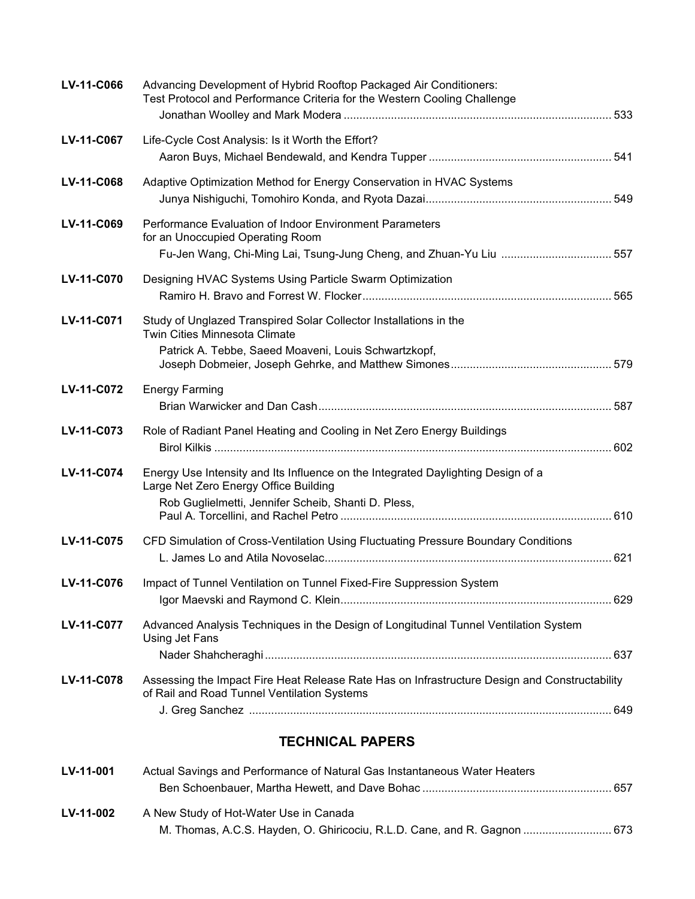**LV-11-C066** Advancing Development of Hybrid Rooftop Packaged Air Conditioners: Test Protocol and Performance Criteria for the Western Cooling Challenge
Jonathan Woolley and Mark Modera ..... 533

**LV-11-C067** Life-Cycle Cost Analysis: Is it Worth the Effort?
Aaron Buys, Michael Bendewald, and Kendra Tupper ..... 541

**LV-11-C068** Adaptive Optimization Method for Energy Conservation in HVAC Systems
Junya Nishiguchi, Tomohiro Konda, and Ryota Dazai ..... 549

**LV-11-C069** Performance Evaluation of Indoor Environment Parameters for an Unoccupied Operating Room
Fu-Jen Wang, Chi-Ming Lai, Tsung-Jung Cheng, and Zhuan-Yu Liu ..... 557

**LV-11-C070** Designing HVAC Systems Using Particle Swarm Optimization
Ramiro H. Bravo and Forrest W. Flocker ..... 565

**LV-11-C071** Study of Unglazed Transpired Solar Collector Installations in the Twin Cities Minnesota Climate
Patrick A. Tebbe, Saeed Moaveni, Louis Schwartzkopf, Joseph Dobmeier, Joseph Gehrke, and Matthew Simones ..... 579

**LV-11-C072** Energy Farming
Brian Warwicker and Dan Cash ..... 587

**LV-11-C073** Role of Radiant Panel Heating and Cooling in Net Zero Energy Buildings
Birol Kilkis ..... 602

**LV-11-C074** Energy Use Intensity and Its Influence on the Integrated Daylighting Design of a Large Net Zero Energy Office Building
Rob Guglielmetti, Jennifer Scheib, Shanti D. Pless, Paul A. Torcellini, and Rachel Petro ..... 610

**LV-11-C075** CFD Simulation of Cross-Ventilation Using Fluctuating Pressure Boundary Conditions
L. James Lo and Atila Novoselac ..... 621

**LV-11-C076** Impact of Tunnel Ventilation on Tunnel Fixed-Fire Suppression System
Igor Maevski and Raymond C. Klein ..... 629

**LV-11-C077** Advanced Analysis Techniques in the Design of Longitudinal Tunnel Ventilation System Using Jet Fans
Nader Shahcheraghi ..... 637

**LV-11-C078** Assessing the Impact Fire Heat Release Rate Has on Infrastructure Design and Constructability of Rail and Road Tunnel Ventilation Systems
J. Greg Sanchez ..... 649

## TECHNICAL PAPERS

**LV-11-001** Actual Savings and Performance of Natural Gas Instantaneous Water Heaters
Ben Schoenbauer, Martha Hewett, and Dave Bohac ..... 657

**LV-11-002** A New Study of Hot-Water Use in Canada
M. Thomas, A.C.S. Hayden, O. Ghiricociu, R.L.D. Cane, and R. Gagnon ..... 673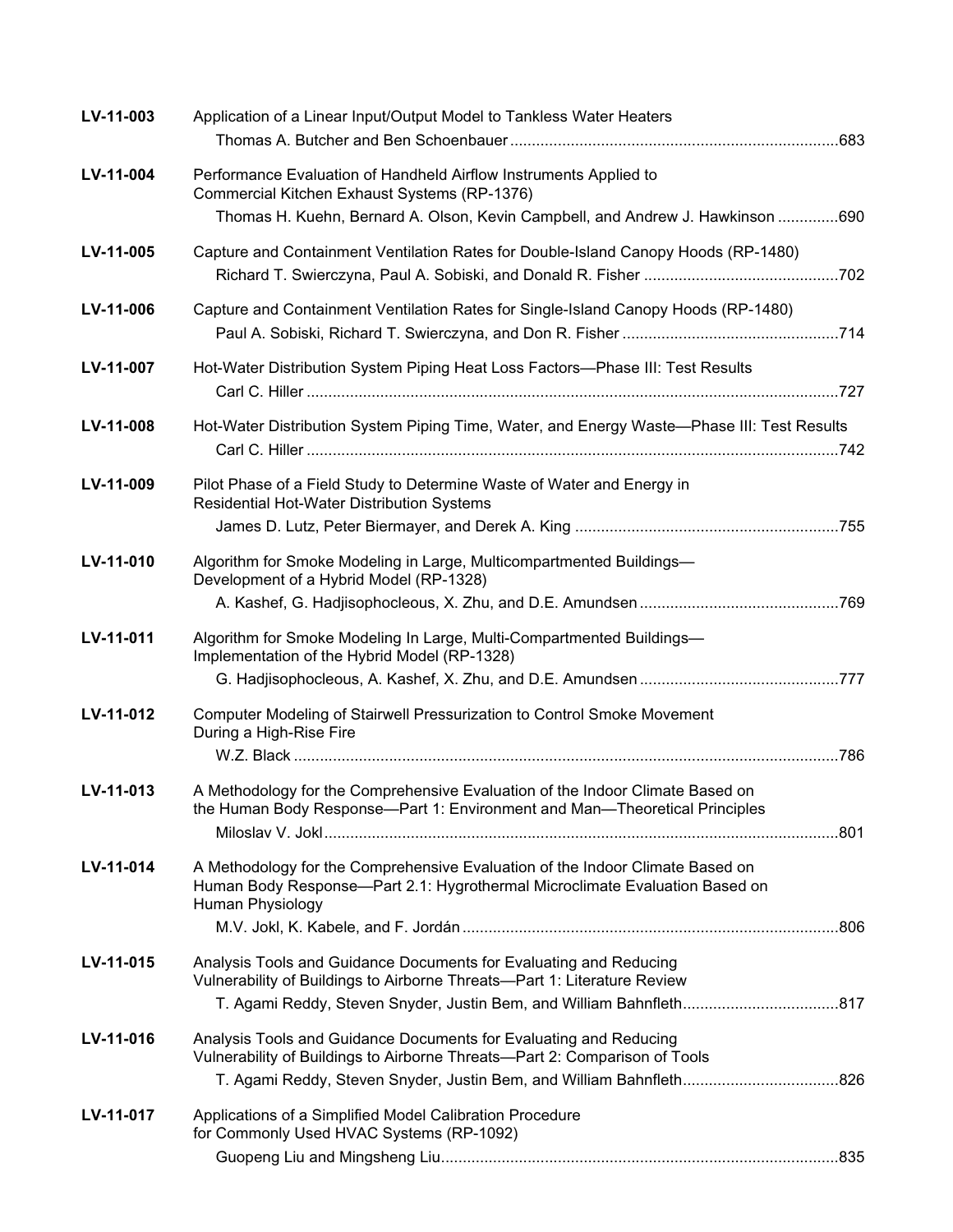**LV-11-003** Application of a Linear Input/Output Model to Tankless Water Heaters
Thomas A. Butcher and Ben Schoenbauer ....................683

**LV-11-004** Performance Evaluation of Handheld Airflow Instruments Applied to Commercial Kitchen Exhaust Systems (RP-1376)
Thomas H. Kuehn, Bernard A. Olson, Kevin Campbell, and Andrew J. Hawkinson ....................690

**LV-11-005** Capture and Containment Ventilation Rates for Double-Island Canopy Hoods (RP-1480)
Richard T. Swierczyna, Paul A. Sobiski, and Donald R. Fisher ....................702

**LV-11-006** Capture and Containment Ventilation Rates for Single-Island Canopy Hoods (RP-1480)
Paul A. Sobiski, Richard T. Swierczyna, and Don R. Fisher ....................714

**LV-11-007** Hot-Water Distribution System Piping Heat Loss Factors—Phase III: Test Results
Carl C. Hiller ....................727

**LV-11-008** Hot-Water Distribution System Piping Time, Water, and Energy Waste—Phase III: Test Results
Carl C. Hiller ....................742

**LV-11-009** Pilot Phase of a Field Study to Determine Waste of Water and Energy in Residential Hot-Water Distribution Systems
James D. Lutz, Peter Biermayer, and Derek A. King ....................755

**LV-11-010** Algorithm for Smoke Modeling in Large, Multicompartmented Buildings—Development of a Hybrid Model (RP-1328)
A. Kashef, G. Hadjisophocleous, X. Zhu, and D.E. Amundsen ....................769

**LV-11-011** Algorithm for Smoke Modeling In Large, Multi-Compartmented Buildings—Implementation of the Hybrid Model (RP-1328)
G. Hadjisophocleous, A. Kashef, X. Zhu, and D.E. Amundsen ....................777

**LV-11-012** Computer Modeling of Stairwell Pressurization to Control Smoke Movement During a High-Rise Fire
W.Z. Black ....................786

**LV-11-013** A Methodology for the Comprehensive Evaluation of the Indoor Climate Based on the Human Body Response—Part 1: Environment and Man—Theoretical Principles
Miloslav V. Jokl ....................801

**LV-11-014** A Methodology for the Comprehensive Evaluation of the Indoor Climate Based on Human Body Response—Part 2.1: Hygrothermal Microclimate Evaluation Based on Human Physiology
M.V. Jokl, K. Kabele, and F. Jordán ....................806

**LV-11-015** Analysis Tools and Guidance Documents for Evaluating and Reducing Vulnerability of Buildings to Airborne Threats—Part 1: Literature Review
T. Agami Reddy, Steven Snyder, Justin Bem, and William Bahnfleth ....................817

**LV-11-016** Analysis Tools and Guidance Documents for Evaluating and Reducing Vulnerability of Buildings to Airborne Threats—Part 2: Comparison of Tools
T. Agami Reddy, Steven Snyder, Justin Bem, and William Bahnfleth ....................826

**LV-11-017** Applications of a Simplified Model Calibration Procedure for Commonly Used HVAC Systems (RP-1092)
Guopeng Liu and Mingsheng Liu ....................835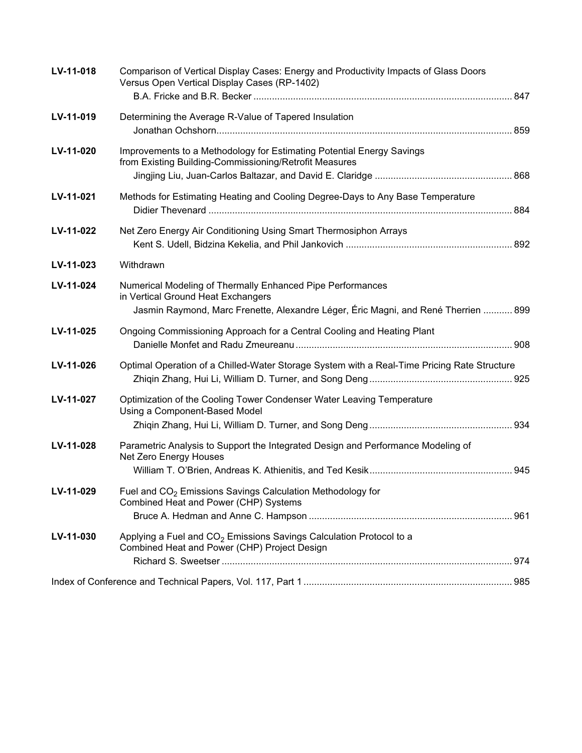| | | |
|---|---|---|
| **LV-11-018** | Comparison of Vertical Display Cases: Energy and Productivity Impacts of Glass Doors Versus Open Vertical Display Cases (RP-1402)<br>B.A. Fricke and B.R. Becker | 847 |
| **LV-11-019** | Determining the Average R-Value of Tapered Insulation<br>Jonathan Ochshorn | 859 |
| **LV-11-020** | Improvements to a Methodology for Estimating Potential Energy Savings from Existing Building-Commissioning/Retrofit Measures<br>Jingjing Liu, Juan-Carlos Baltazar, and David E. Claridge | 868 |
| **LV-11-021** | Methods for Estimating Heating and Cooling Degree-Days to Any Base Temperature<br>Didier Thevenard | 884 |
| **LV-11-022** | Net Zero Energy Air Conditioning Using Smart Thermosiphon Arrays<br>Kent S. Udell, Bidzina Kekelia, and Phil Jankovich | 892 |
| **LV-11-023** | Withdrawn | |
| **LV-11-024** | Numerical Modeling of Thermally Enhanced Pipe Performances in Vertical Ground Heat Exchangers<br>Jasmin Raymond, Marc Frenette, Alexandre Léger, Éric Magni, and René Therrien | 899 |
| **LV-11-025** | Ongoing Commissioning Approach for a Central Cooling and Heating Plant<br>Danielle Monfet and Radu Zmeureanu | 908 |
| **LV-11-026** | Optimal Operation of a Chilled-Water Storage System with a Real-Time Pricing Rate Structure<br>Zhiqin Zhang, Hui Li, William D. Turner, and Song Deng | 925 |
| **LV-11-027** | Optimization of the Cooling Tower Condenser Water Leaving Temperature Using a Component-Based Model<br>Zhiqin Zhang, Hui Li, William D. Turner, and Song Deng | 934 |
| **LV-11-028** | Parametric Analysis to Support the Integrated Design and Performance Modeling of Net Zero Energy Houses<br>William T. O'Brien, Andreas K. Athienitis, and Ted Kesik | 945 |
| **LV-11-029** | Fuel and $CO_2$ Emissions Savings Calculation Methodology for Combined Heat and Power (CHP) Systems<br>Bruce A. Hedman and Anne C. Hampson | 961 |
| **LV-11-030** | Applying a Fuel and $CO_2$ Emissions Savings Calculation Protocol to a Combined Heat and Power (CHP) Project Design<br>Richard S. Sweetser | 974 |

Index of Conference and Technical Papers, Vol. 117, Part 1 .......... 985